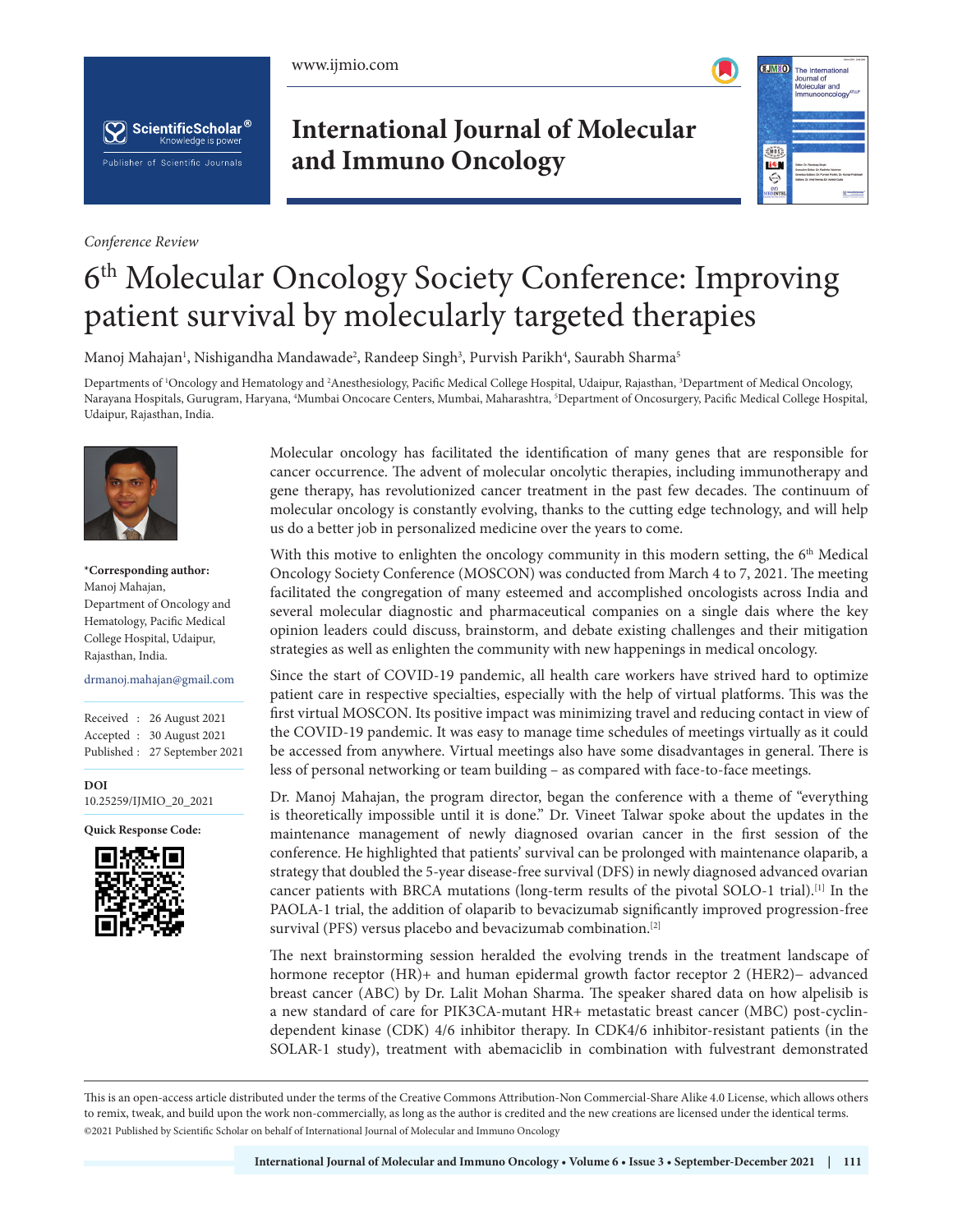*Conference Review*

# 6th Molecular Oncology Society Conference: Improving patient survival by molecularly targeted therapies

Manoj Mahajan[1], Nishigandha Mandawade[2], Randeep Singh[3], Purvish Parikh[4], Saurabh Sharma[5]

Departments of [1]Oncology and Hematology and [2]Anesthesiology, Pacific Medical College Hospital, Udaipur, Rajasthan, [3]Department of Medical Oncology, Narayana Hospitals, Gurugram, Haryana, [4]Mumbai Oncocare Centers, Mumbai, Maharashtra, [5]Department of Oncosurgery, Pacific Medical College Hospital, Udaipur, Rajasthan, India.

**\*Corresponding author:**
Manoj Mahajan,
Department of Oncology and Hematology, Pacific Medical College Hospital, Udaipur, Rajasthan, India.

drmanoj.mahajan@gmail.com

Received : 26 August 2021
Accepted : 30 August 2021
Published : 27 September 2021

**DOI**
10.25259/IJMIO_20_2021

**Quick Response Code:**

Molecular oncology has facilitated the identification of many genes that are responsible for cancer occurrence. The advent of molecular oncolytic therapies, including immunotherapy and gene therapy, has revolutionized cancer treatment in the past few decades. The continuum of molecular oncology is constantly evolving, thanks to the cutting edge technology, and will help us do a better job in personalized medicine over the years to come.

With this motive to enlighten the oncology community in this modern setting, the 6th Medical Oncology Society Conference (MOSCON) was conducted from March 4 to 7, 2021. The meeting facilitated the congregation of many esteemed and accomplished oncologists across India and several molecular diagnostic and pharmaceutical companies on a single dais where the key opinion leaders could discuss, brainstorm, and debate existing challenges and their mitigation strategies as well as enlighten the community with new happenings in medical oncology.

Since the start of COVID-19 pandemic, all health care workers have strived hard to optimize patient care in respective specialties, especially with the help of virtual platforms. This was the first virtual MOSCON. Its positive impact was minimizing travel and reducing contact in view of the COVID-19 pandemic. It was easy to manage time schedules of meetings virtually as it could be accessed from anywhere. Virtual meetings also have some disadvantages in general. There is less of personal networking or team building – as compared with face-to-face meetings.

Dr. Manoj Mahajan, the program director, began the conference with a theme of "everything is theoretically impossible until it is done." Dr. Vineet Talwar spoke about the updates in the maintenance management of newly diagnosed ovarian cancer in the first session of the conference. He highlighted that patients' survival can be prolonged with maintenance olaparib, a strategy that doubled the 5-year disease-free survival (DFS) in newly diagnosed advanced ovarian cancer patients with BRCA mutations (long-term results of the pivotal SOLO-1 trial).[1] In the PAOLA-1 trial, the addition of olaparib to bevacizumab significantly improved progression-free survival (PFS) versus placebo and bevacizumab combination.[2]

The next brainstorming session heralded the evolving trends in the treatment landscape of hormone receptor (HR)+ and human epidermal growth factor receptor 2 (HER2)– advanced breast cancer (ABC) by Dr. Lalit Mohan Sharma. The speaker shared data on how alpelisib is a new standard of care for PIK3CA-mutant HR+ metastatic breast cancer (MBC) post-cyclin-dependent kinase (CDK) 4/6 inhibitor therapy. In CDK4/6 inhibitor-resistant patients (in the SOLAR-1 study), treatment with abemaciclib in combination with fulvestrant demonstrated

This is an open-access article distributed under the terms of the Creative Commons Attribution-Non Commercial-Share Alike 4.0 License, which allows others to remix, tweak, and build upon the work non-commercially, as long as the author is credited and the new creations are licensed under the identical terms.
©2021 Published by Scientific Scholar on behalf of International Journal of Molecular and Immuno Oncology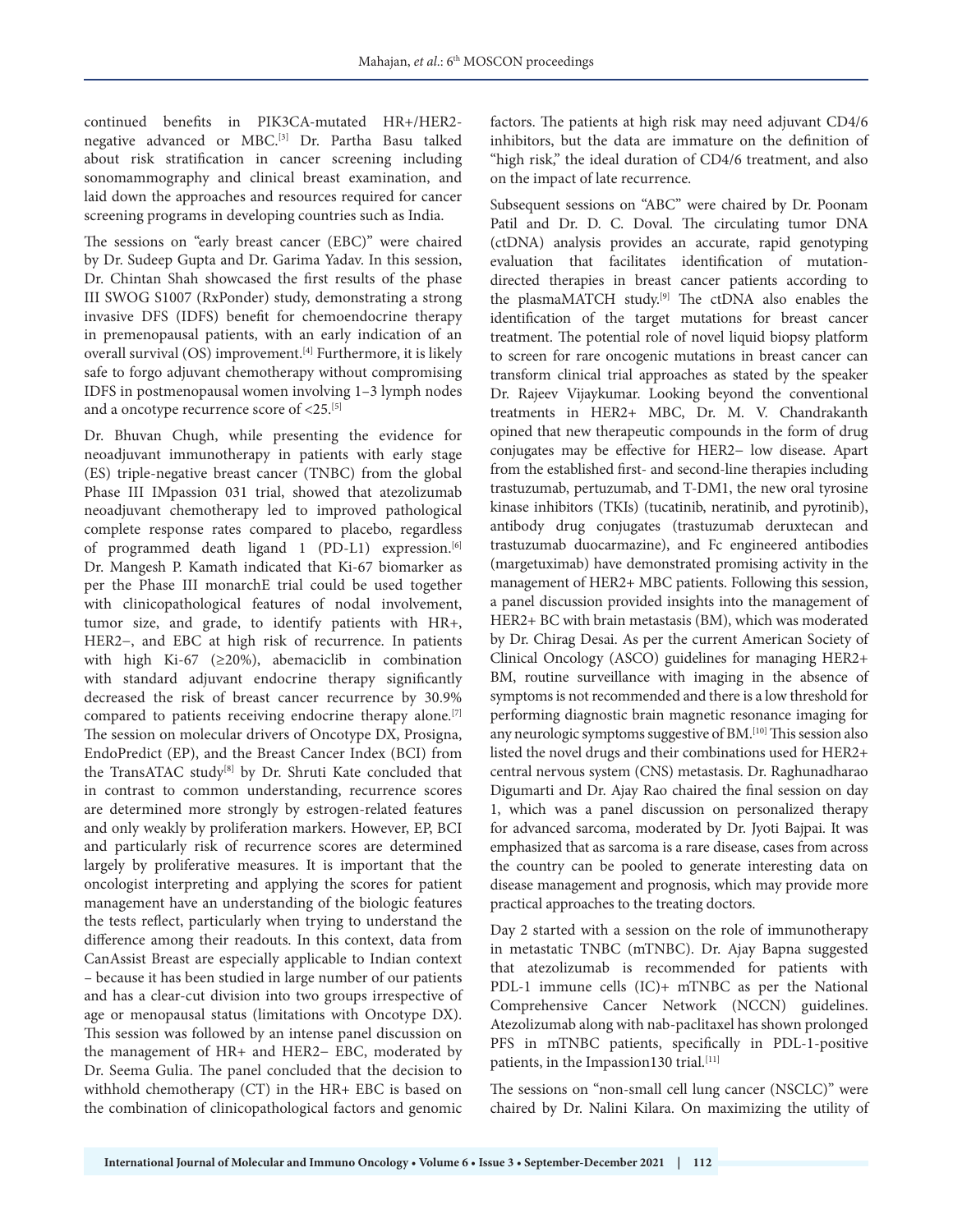continued benefits in PIK3CA-mutated HR+/HER2-negative advanced or MBC.[3] Dr. Partha Basu talked about risk stratification in cancer screening including sonomammography and clinical breast examination, and laid down the approaches and resources required for cancer screening programs in developing countries such as India.

The sessions on "early breast cancer (EBC)" were chaired by Dr. Sudeep Gupta and Dr. Garima Yadav. In this session, Dr. Chintan Shah showcased the first results of the phase III SWOG S1007 (RxPonder) study, demonstrating a strong invasive DFS (IDFS) benefit for chemoendocrine therapy in premenopausal patients, with an early indication of an overall survival (OS) improvement.[4] Furthermore, it is likely safe to forgo adjuvant chemotherapy without compromising IDFS in postmenopausal women involving 1–3 lymph nodes and a oncotype recurrence score of <25.[5]

Dr. Bhuvan Chugh, while presenting the evidence for neoadjuvant immunotherapy in patients with early stage (ES) triple-negative breast cancer (TNBC) from the global Phase III IMpassion 031 trial, showed that atezolizumab neoadjuvant chemotherapy led to improved pathological complete response rates compared to placebo, regardless of programmed death ligand 1 (PD-L1) expression.[6] Dr. Mangesh P. Kamath indicated that Ki-67 biomarker as per the Phase III monarchE trial could be used together with clinicopathological features of nodal involvement, tumor size, and grade, to identify patients with HR+, HER2−, and EBC at high risk of recurrence. In patients with high Ki-67 (≥20%), abemaciclib in combination with standard adjuvant endocrine therapy significantly decreased the risk of breast cancer recurrence by 30.9% compared to patients receiving endocrine therapy alone.[7] The session on molecular drivers of Oncotype DX, Prosigna, EndoPredict (EP), and the Breast Cancer Index (BCI) from the TransATAC study[8] by Dr. Shruti Kate concluded that in contrast to common understanding, recurrence scores are determined more strongly by estrogen-related features and only weakly by proliferation markers. However, EP, BCI and particularly risk of recurrence scores are determined largely by proliferative measures. It is important that the oncologist interpreting and applying the scores for patient management have an understanding of the biologic features the tests reflect, particularly when trying to understand the difference among their readouts. In this context, data from CanAssist Breast are especially applicable to Indian context – because it has been studied in large number of our patients and has a clear-cut division into two groups irrespective of age or menopausal status (limitations with Oncotype DX). This session was followed by an intense panel discussion on the management of HR+ and HER2− EBC, moderated by Dr. Seema Gulia. The panel concluded that the decision to withhold chemotherapy (CT) in the HR+ EBC is based on the combination of clinicopathological factors and genomic factors. The patients at high risk may need adjuvant CD4/6 inhibitors, but the data are immature on the definition of "high risk," the ideal duration of CD4/6 treatment, and also on the impact of late recurrence.

Subsequent sessions on "ABC" were chaired by Dr. Poonam Patil and Dr. D. C. Doval. The circulating tumor DNA (ctDNA) analysis provides an accurate, rapid genotyping evaluation that facilitates identification of mutation-directed therapies in breast cancer patients according to the plasmaMATCH study.[9] The ctDNA also enables the identification of the target mutations for breast cancer treatment. The potential role of novel liquid biopsy platform to screen for rare oncogenic mutations in breast cancer can transform clinical trial approaches as stated by the speaker Dr. Rajeev Vijaykumar. Looking beyond the conventional treatments in HER2+ MBC, Dr. M. V. Chandrakanth opined that new therapeutic compounds in the form of drug conjugates may be effective for HER2− low disease. Apart from the established first- and second-line therapies including trastuzumab, pertuzumab, and T-DM1, the new oral tyrosine kinase inhibitors (TKIs) (tucatinib, neratinib, and pyrotinib), antibody drug conjugates (trastuzumab deruxtecan and trastuzumab duocarmazine), and Fc engineered antibodies (margetuximab) have demonstrated promising activity in the management of HER2+ MBC patients. Following this session, a panel discussion provided insights into the management of HER2+ BC with brain metastasis (BM), which was moderated by Dr. Chirag Desai. As per the current American Society of Clinical Oncology (ASCO) guidelines for managing HER2+ BM, routine surveillance with imaging in the absence of symptoms is not recommended and there is a low threshold for performing diagnostic brain magnetic resonance imaging for any neurologic symptoms suggestive of BM.[10] This session also listed the novel drugs and their combinations used for HER2+ central nervous system (CNS) metastasis. Dr. Raghunadharao Digumarti and Dr. Ajay Rao chaired the final session on day 1, which was a panel discussion on personalized therapy for advanced sarcoma, moderated by Dr. Jyoti Bajpai. It was emphasized that as sarcoma is a rare disease, cases from across the country can be pooled to generate interesting data on disease management and prognosis, which may provide more practical approaches to the treating doctors.

Day 2 started with a session on the role of immunotherapy in metastatic TNBC (mTNBC). Dr. Ajay Bapna suggested that atezolizumab is recommended for patients with PDL-1 immune cells (IC)+ mTNBC as per the National Comprehensive Cancer Network (NCCN) guidelines. Atezolizumab along with nab-paclitaxel has shown prolonged PFS in mTNBC patients, specifically in PDL-1-positive patients, in the Impassion130 trial.[11]

The sessions on "non-small cell lung cancer (NSCLC)" were chaired by Dr. Nalini Kilara. On maximizing the utility of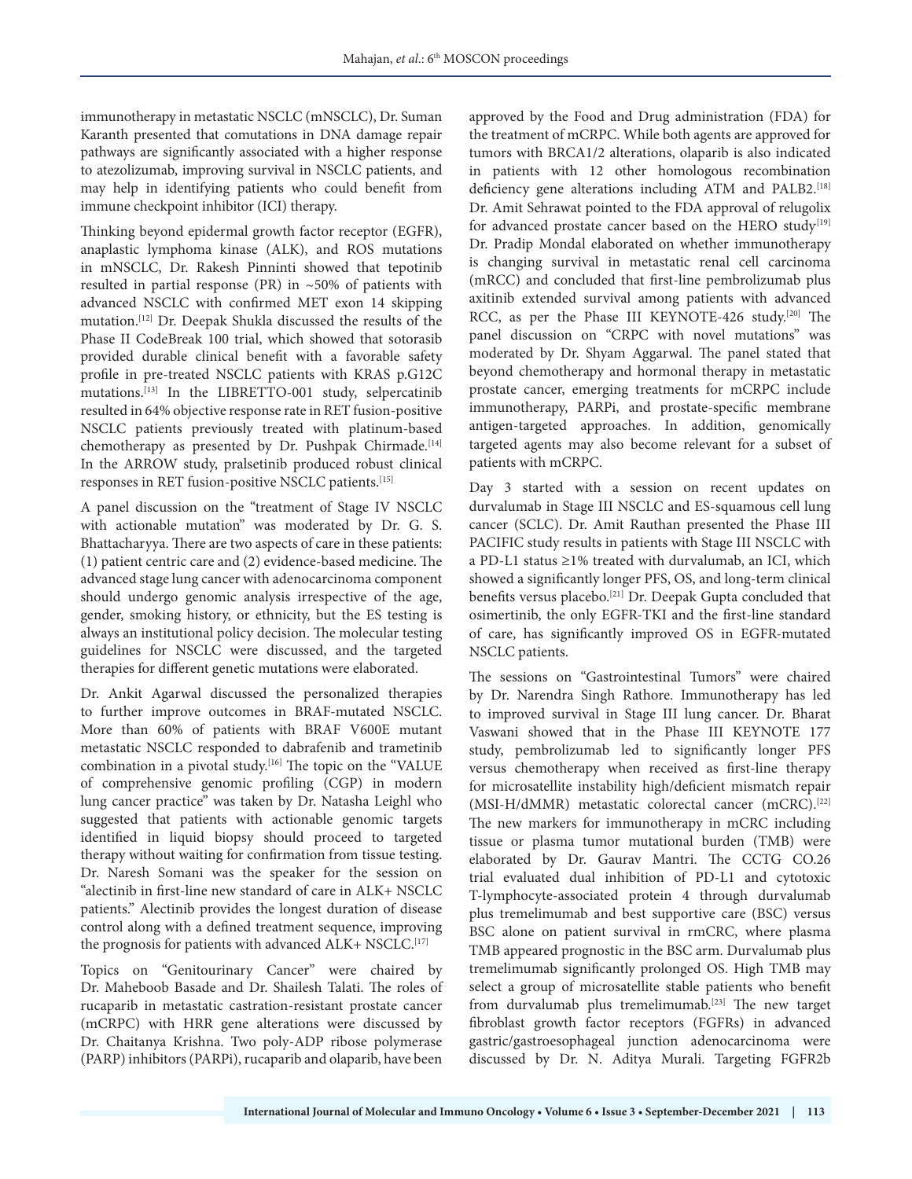immunotherapy in metastatic NSCLC (mNSCLC), Dr. Suman Karanth presented that comutations in DNA damage repair pathways are significantly associated with a higher response to atezolizumab, improving survival in NSCLC patients, and may help in identifying patients who could benefit from immune checkpoint inhibitor (ICI) therapy.

Thinking beyond epidermal growth factor receptor (EGFR), anaplastic lymphoma kinase (ALK), and ROS mutations in mNSCLC, Dr. Rakesh Pinninti showed that tepotinib resulted in partial response (PR) in ~50% of patients with advanced NSCLC with confirmed MET exon 14 skipping mutation.[12] Dr. Deepak Shukla discussed the results of the Phase II CodeBreak 100 trial, which showed that sotorasib provided durable clinical benefit with a favorable safety profile in pre-treated NSCLC patients with KRAS p.G12C mutations.[13] In the LIBRETTO-001 study, selpercatinib resulted in 64% objective response rate in RET fusion-positive NSCLC patients previously treated with platinum-based chemotherapy as presented by Dr. Pushpak Chirmade.[14] In the ARROW study, pralsetinib produced robust clinical responses in RET fusion-positive NSCLC patients.[15]

A panel discussion on the "treatment of Stage IV NSCLC with actionable mutation" was moderated by Dr. G. S. Bhattacharyya. There are two aspects of care in these patients: (1) patient centric care and (2) evidence-based medicine. The advanced stage lung cancer with adenocarcinoma component should undergo genomic analysis irrespective of the age, gender, smoking history, or ethnicity, but the ES testing is always an institutional policy decision. The molecular testing guidelines for NSCLC were discussed, and the targeted therapies for different genetic mutations were elaborated.

Dr. Ankit Agarwal discussed the personalized therapies to further improve outcomes in BRAF-mutated NSCLC. More than 60% of patients with BRAF V600E mutant metastatic NSCLC responded to dabrafenib and trametinib combination in a pivotal study.[16] The topic on the "VALUE of comprehensive genomic profiling (CGP) in modern lung cancer practice" was taken by Dr. Natasha Leighl who suggested that patients with actionable genomic targets identified in liquid biopsy should proceed to targeted therapy without waiting for confirmation from tissue testing. Dr. Naresh Somani was the speaker for the session on "alectinib in first-line new standard of care in ALK+ NSCLC patients." Alectinib provides the longest duration of disease control along with a defined treatment sequence, improving the prognosis for patients with advanced ALK+ NSCLC.[17]

Topics on "Genitourinary Cancer" were chaired by Dr. Maheboob Basade and Dr. Shailesh Talati. The roles of rucaparib in metastatic castration-resistant prostate cancer (mCRPC) with HRR gene alterations were discussed by Dr. Chaitanya Krishna. Two poly-ADP ribose polymerase (PARP) inhibitors (PARPi), rucaparib and olaparib, have been approved by the Food and Drug administration (FDA) for the treatment of mCRPC. While both agents are approved for tumors with BRCA1/2 alterations, olaparib is also indicated in patients with 12 other homologous recombination deficiency gene alterations including ATM and PALB2.[18] Dr. Amit Sehrawat pointed to the FDA approval of relugolix for advanced prostate cancer based on the HERO study.[19] Dr. Pradip Mondal elaborated on whether immunotherapy is changing survival in metastatic renal cell carcinoma (mRCC) and concluded that first-line pembrolizumab plus axitinib extended survival among patients with advanced RCC, as per the Phase III KEYNOTE-426 study.[20] The panel discussion on "CRPC with novel mutations" was moderated by Dr. Shyam Aggarwal. The panel stated that beyond chemotherapy and hormonal therapy in metastatic prostate cancer, emerging treatments for mCRPC include immunotherapy, PARPi, and prostate-specific membrane antigen-targeted approaches. In addition, genomically targeted agents may also become relevant for a subset of patients with mCRPC.

Day 3 started with a session on recent updates on durvalumab in Stage III NSCLC and ES-squamous cell lung cancer (SCLC). Dr. Amit Rauthan presented the Phase III PACIFIC study results in patients with Stage III NSCLC with a PD-L1 status ≥1% treated with durvalumab, an ICI, which showed a significantly longer PFS, OS, and long-term clinical benefits versus placebo.[21] Dr. Deepak Gupta concluded that osimertinib, the only EGFR-TKI and the first-line standard of care, has significantly improved OS in EGFR-mutated NSCLC patients.

The sessions on "Gastrointestinal Tumors" were chaired by Dr. Narendra Singh Rathore. Immunotherapy has led to improved survival in Stage III lung cancer. Dr. Bharat Vaswani showed that in the Phase III KEYNOTE 177 study, pembrolizumab led to significantly longer PFS versus chemotherapy when received as first-line therapy for microsatellite instability high/deficient mismatch repair (MSI-H/dMMR) metastatic colorectal cancer (mCRC).[22] The new markers for immunotherapy in mCRC including tissue or plasma tumor mutational burden (TMB) were elaborated by Dr. Gaurav Mantri. The CCTG CO.26 trial evaluated dual inhibition of PD-L1 and cytotoxic T-lymphocyte-associated protein 4 through durvalumab plus tremelimumab and best supportive care (BSC) versus BSC alone on patient survival in rmCRC, where plasma TMB appeared prognostic in the BSC arm. Durvalumab plus tremelimumab significantly prolonged OS. High TMB may select a group of microsatellite stable patients who benefit from durvalumab plus tremelimumab.[23] The new target fibroblast growth factor receptors (FGFRs) in advanced gastric/gastroesophageal junction adenocarcinoma were discussed by Dr. N. Aditya Murali. Targeting FGFR2b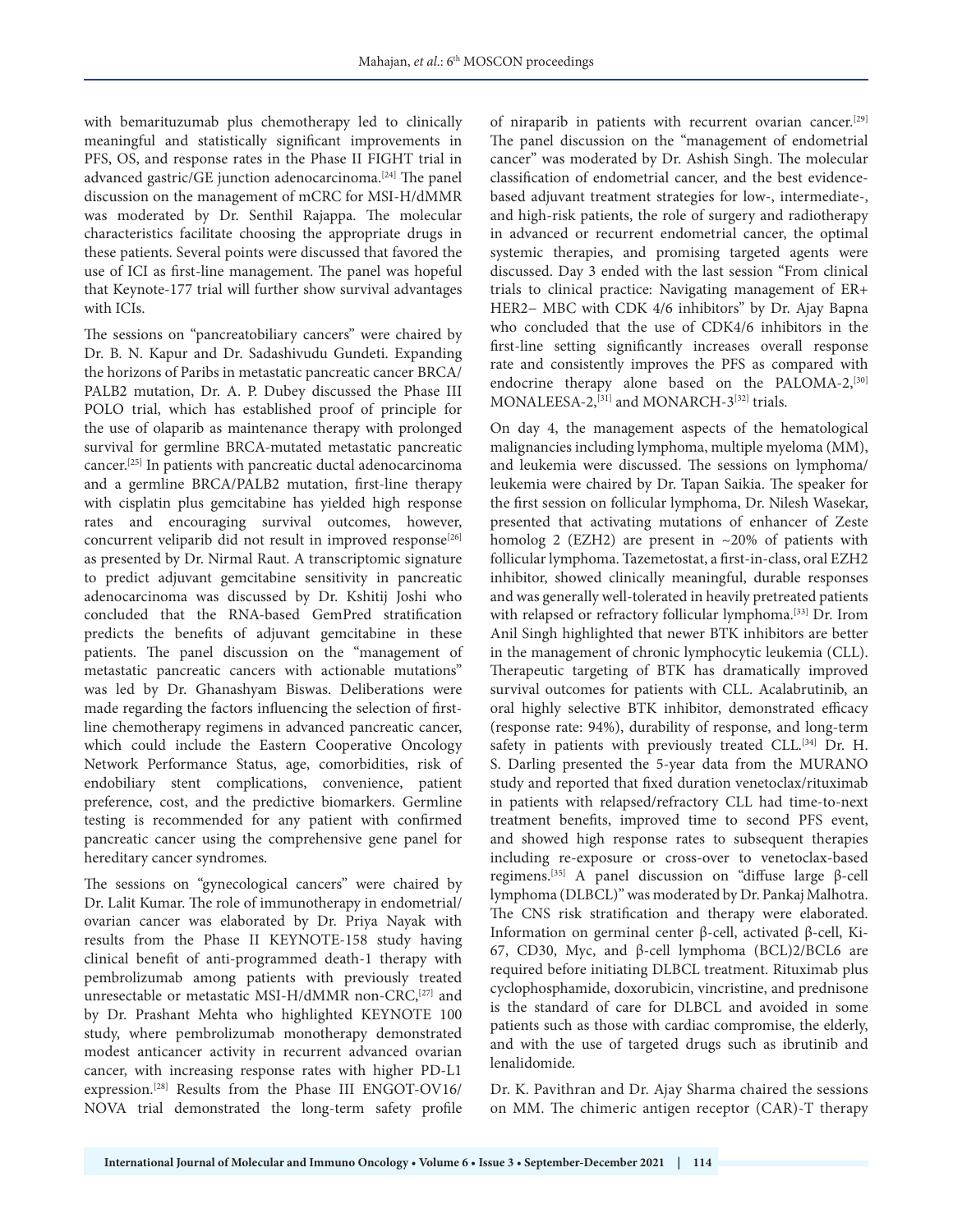with bemarituzumab plus chemotherapy led to clinically meaningful and statistically significant improvements in PFS, OS, and response rates in the Phase II FIGHT trial in advanced gastric/GE junction adenocarcinoma.[24] The panel discussion on the management of mCRC for MSI-H/dMMR was moderated by Dr. Senthil Rajappa. The molecular characteristics facilitate choosing the appropriate drugs in these patients. Several points were discussed that favored the use of ICI as first-line management. The panel was hopeful that Keynote-177 trial will further show survival advantages with ICIs.

The sessions on "pancreatobiliary cancers" were chaired by Dr. B. N. Kapur and Dr. Sadashivudu Gundeti. Expanding the horizons of Paribs in metastatic pancreatic cancer BRCA/PALB2 mutation, Dr. A. P. Dubey discussed the Phase III POLO trial, which has established proof of principle for the use of olaparib as maintenance therapy with prolonged survival for germline BRCA-mutated metastatic pancreatic cancer.[25] In patients with pancreatic ductal adenocarcinoma and a germline BRCA/PALB2 mutation, first-line therapy with cisplatin plus gemcitabine has yielded high response rates and encouraging survival outcomes, however, concurrent veliparib did not result in improved response[26] as presented by Dr. Nirmal Raut. A transcriptomic signature to predict adjuvant gemcitabine sensitivity in pancreatic adenocarcinoma was discussed by Dr. Kshitij Joshi who concluded that the RNA-based GemPred stratification predicts the benefits of adjuvant gemcitabine in these patients. The panel discussion on the "management of metastatic pancreatic cancers with actionable mutations" was led by Dr. Ghanashyam Biswas. Deliberations were made regarding the factors influencing the selection of first-line chemotherapy regimens in advanced pancreatic cancer, which could include the Eastern Cooperative Oncology Network Performance Status, age, comorbidities, risk of endobiliary stent complications, convenience, patient preference, cost, and the predictive biomarkers. Germline testing is recommended for any patient with confirmed pancreatic cancer using the comprehensive gene panel for hereditary cancer syndromes.

The sessions on "gynecological cancers" were chaired by Dr. Lalit Kumar. The role of immunotherapy in endometrial/ovarian cancer was elaborated by Dr. Priya Nayak with results from the Phase II KEYNOTE-158 study having clinical benefit of anti-programmed death-1 therapy with pembrolizumab among patients with previously treated unresectable or metastatic MSI-H/dMMR non-CRC,[27] and by Dr. Prashant Mehta who highlighted KEYNOTE 100 study, where pembrolizumab monotherapy demonstrated modest anticancer activity in recurrent advanced ovarian cancer, with increasing response rates with higher PD-L1 expression.[28] Results from the Phase III ENGOT-OV16/NOVA trial demonstrated the long-term safety profile of niraparib in patients with recurrent ovarian cancer.[29] The panel discussion on the "management of endometrial cancer" was moderated by Dr. Ashish Singh. The molecular classification of endometrial cancer, and the best evidence-based adjuvant treatment strategies for low-, intermediate-, and high-risk patients, the role of surgery and radiotherapy in advanced or recurrent endometrial cancer, the optimal systemic therapies, and promising targeted agents were discussed. Day 3 ended with the last session "From clinical trials to clinical practice: Navigating management of ER+ HER2− MBC with CDK 4/6 inhibitors" by Dr. Ajay Bapna who concluded that the use of CDK4/6 inhibitors in the first-line setting significantly increases overall response rate and consistently improves the PFS as compared with endocrine therapy alone based on the PALOMA-2,[30] MONALEESA-2,[31] and MONARCH-3[32] trials.

On day 4, the management aspects of the hematological malignancies including lymphoma, multiple myeloma (MM), and leukemia were discussed. The sessions on lymphoma/leukemia were chaired by Dr. Tapan Saikia. The speaker for the first session on follicular lymphoma, Dr. Nilesh Wasekar, presented that activating mutations of enhancer of Zeste homolog 2 (EZH2) are present in ~20% of patients with follicular lymphoma. Tazemetostat, a first-in-class, oral EZH2 inhibitor, showed clinically meaningful, durable responses and was generally well-tolerated in heavily pretreated patients with relapsed or refractory follicular lymphoma.[33] Dr. Irom Anil Singh highlighted that newer BTK inhibitors are better in the management of chronic lymphocytic leukemia (CLL). Therapeutic targeting of BTK has dramatically improved survival outcomes for patients with CLL. Acalabrutinib, an oral highly selective BTK inhibitor, demonstrated efficacy (response rate: 94%), durability of response, and long-term safety in patients with previously treated CLL.[34] Dr. H. S. Darling presented the 5-year data from the MURANO study and reported that fixed duration venetoclax/rituximab in patients with relapsed/refractory CLL had time-to-next treatment benefits, improved time to second PFS event, and showed high response rates to subsequent therapies including re-exposure or cross-over to venetoclax-based regimens.[35] A panel discussion on "diffuse large β-cell lymphoma (DLBCL)" was moderated by Dr. Pankaj Malhotra. The CNS risk stratification and therapy were elaborated. Information on germinal center β-cell, activated β-cell, Ki-67, CD30, Myc, and β-cell lymphoma (BCL)2/BCL6 are required before initiating DLBCL treatment. Rituximab plus cyclophosphamide, doxorubicin, vincristine, and prednisone is the standard of care for DLBCL and avoided in some patients such as those with cardiac compromise, the elderly, and with the use of targeted drugs such as ibrutinib and lenalidomide.

Dr. K. Pavithran and Dr. Ajay Sharma chaired the sessions on MM. The chimeric antigen receptor (CAR)-T therapy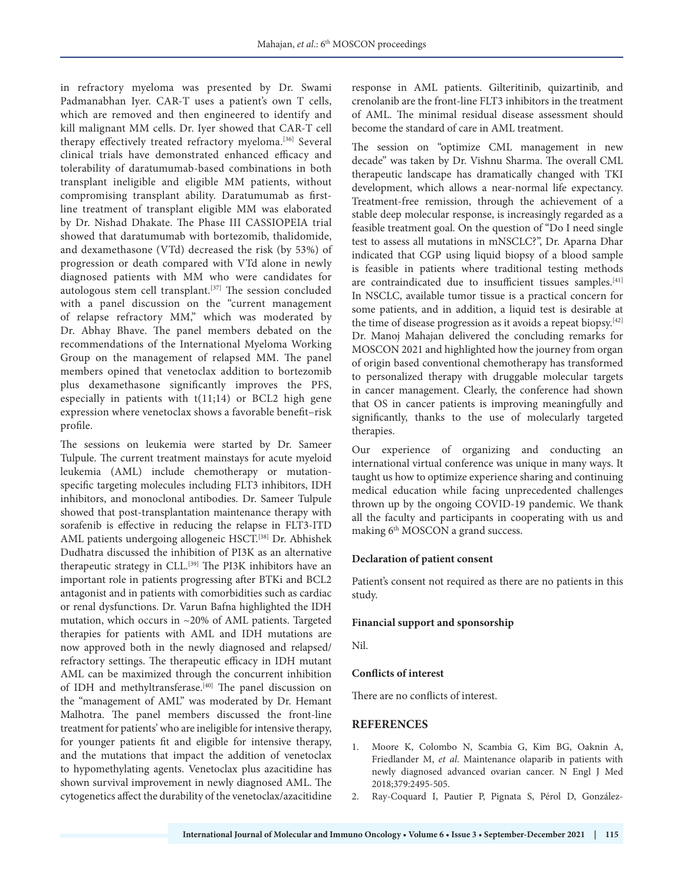in refractory myeloma was presented by Dr. Swami Padmanabhan Iyer. CAR-T uses a patient's own T cells, which are removed and then engineered to identify and kill malignant MM cells. Dr. Iyer showed that CAR-T cell therapy effectively treated refractory myeloma.[36] Several clinical trials have demonstrated enhanced efficacy and tolerability of daratumumab-based combinations in both transplant ineligible and eligible MM patients, without compromising transplant ability. Daratumumab as first-line treatment of transplant eligible MM was elaborated by Dr. Nishad Dhakate. The Phase III CASSIOPEIA trial showed that daratumumab with bortezomib, thalidomide, and dexamethasone (VTd) decreased the risk (by 53%) of progression or death compared with VTd alone in newly diagnosed patients with MM who were candidates for autologous stem cell transplant.[37] The session concluded with a panel discussion on the "current management of relapse refractory MM," which was moderated by Dr. Abhay Bhave. The panel members debated on the recommendations of the International Myeloma Working Group on the management of relapsed MM. The panel members opined that venetoclax addition to bortezomib plus dexamethasone significantly improves the PFS, especially in patients with t(11;14) or BCL2 high gene expression where venetoclax shows a favorable benefit–risk profile.

The sessions on leukemia were started by Dr. Sameer Tulpule. The current treatment mainstays for acute myeloid leukemia (AML) include chemotherapy or mutation-specific targeting molecules including FLT3 inhibitors, IDH inhibitors, and monoclonal antibodies. Dr. Sameer Tulpule showed that post-transplantation maintenance therapy with sorafenib is effective in reducing the relapse in FLT3-ITD AML patients undergoing allogeneic HSCT.[38] Dr. Abhishek Dudhatra discussed the inhibition of PI3K as an alternative therapeutic strategy in CLL.[39] The PI3K inhibitors have an important role in patients progressing after BTKi and BCL2 antagonist and in patients with comorbidities such as cardiac or renal dysfunctions. Dr. Varun Bafna highlighted the IDH mutation, which occurs in ~20% of AML patients. Targeted therapies for patients with AML and IDH mutations are now approved both in the newly diagnosed and relapsed/refractory settings. The therapeutic efficacy in IDH mutant AML can be maximized through the concurrent inhibition of IDH and methyltransferase.[40] The panel discussion on the "management of AML" was moderated by Dr. Hemant Malhotra. The panel members discussed the front-line treatment for patients' who are ineligible for intensive therapy, for younger patients fit and eligible for intensive therapy, and the mutations that impact the addition of venetoclax to hypomethylating agents. Venetoclax plus azacitidine has shown survival improvement in newly diagnosed AML. The cytogenetics affect the durability of the venetoclax/azacitidine response in AML patients. Gilteritinib, quizartinib, and crenolanib are the front-line FLT3 inhibitors in the treatment of AML. The minimal residual disease assessment should become the standard of care in AML treatment.

The session on "optimize CML management in new decade" was taken by Dr. Vishnu Sharma. The overall CML therapeutic landscape has dramatically changed with TKI development, which allows a near-normal life expectancy. Treatment-free remission, through the achievement of a stable deep molecular response, is increasingly regarded as a feasible treatment goal. On the question of "Do I need single test to assess all mutations in mNSCLC?", Dr. Aparna Dhar indicated that CGP using liquid biopsy of a blood sample is feasible in patients where traditional testing methods are contraindicated due to insufficient tissues samples.[41] In NSCLC, available tumor tissue is a practical concern for some patients, and in addition, a liquid test is desirable at the time of disease progression as it avoids a repeat biopsy.[42] Dr. Manoj Mahajan delivered the concluding remarks for MOSCON 2021 and highlighted how the journey from organ of origin based conventional chemotherapy has transformed to personalized therapy with druggable molecular targets in cancer management. Clearly, the conference had shown that OS in cancer patients is improving meaningfully and significantly, thanks to the use of molecularly targeted therapies.

Our experience of organizing and conducting an international virtual conference was unique in many ways. It taught us how to optimize experience sharing and continuing medical education while facing unprecedented challenges thrown up by the ongoing COVID-19 pandemic. We thank all the faculty and participants in cooperating with us and making 6th MOSCON a grand success.

### Declaration of patient consent

Patient's consent not required as there are no patients in this study.

### Financial support and sponsorship

Nil.

### Conflicts of interest

There are no conflicts of interest.

## REFERENCES

1. Moore K, Colombo N, Scambia G, Kim BG, Oaknin A, Friedlander M, *et al*. Maintenance olaparib in patients with newly diagnosed advanced ovarian cancer. N Engl J Med 2018;379:2495-505.
2. Ray-Coquard I, Pautier P, Pignata S, Pérol D, González-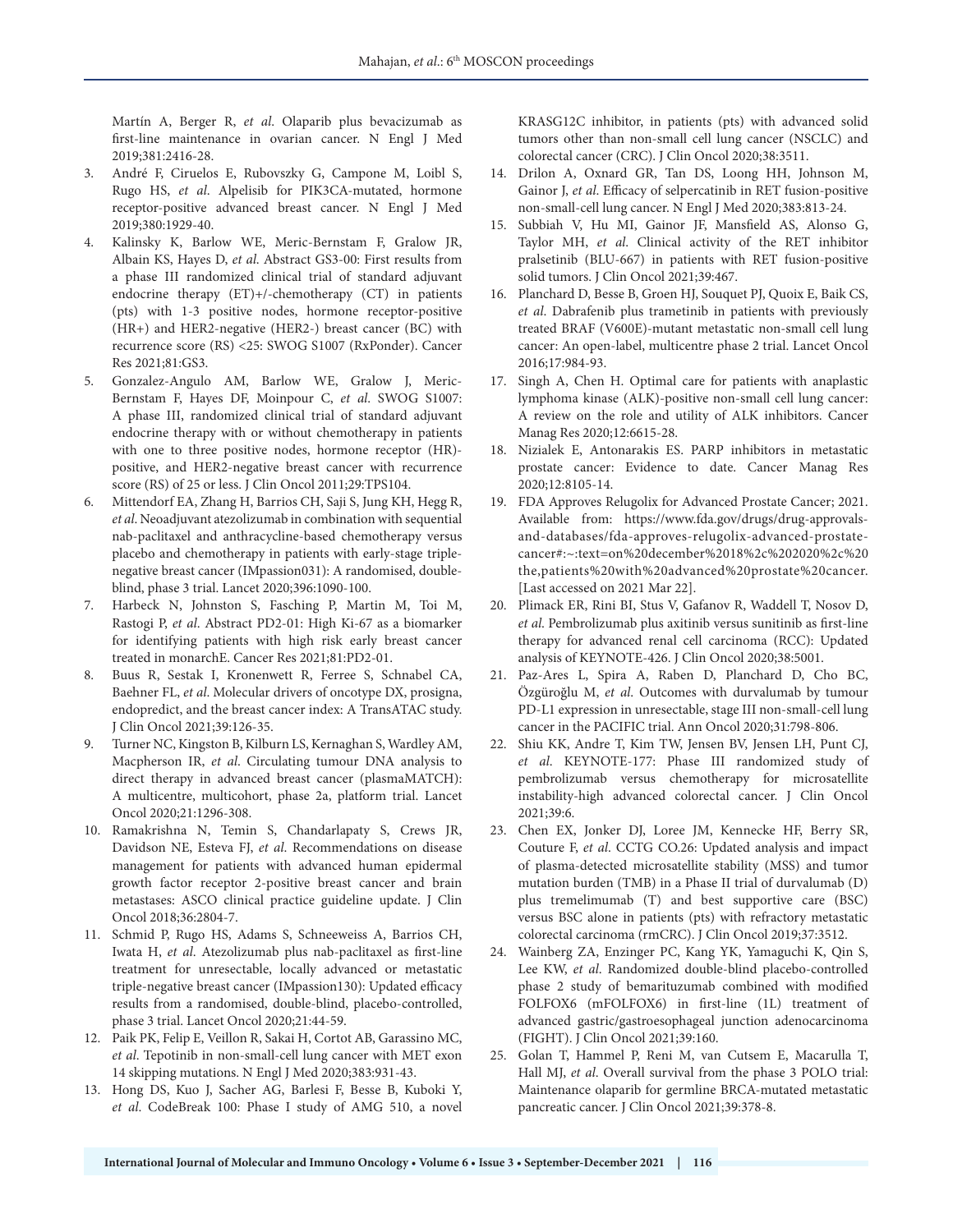Martín A, Berger R, *et al*. Olaparib plus bevacizumab as first-line maintenance in ovarian cancer. N Engl J Med 2019;381:2416-28.

3. André F, Ciruelos E, Rubovszky G, Campone M, Loibl S, Rugo HS, *et al*. Alpelisib for PIK3CA-mutated, hormone receptor-positive advanced breast cancer. N Engl J Med 2019;380:1929-40.
4. Kalinsky K, Barlow WE, Meric-Bernstam F, Gralow JR, Albain KS, Hayes D, *et al*. Abstract GS3-00: First results from a phase III randomized clinical trial of standard adjuvant endocrine therapy (ET)+/-chemotherapy (CT) in patients (pts) with 1-3 positive nodes, hormone receptor-positive (HR+) and HER2-negative (HER2-) breast cancer (BC) with recurrence score (RS) <25: SWOG S1007 (RxPonder). Cancer Res 2021;81:GS3.
5. Gonzalez-Angulo AM, Barlow WE, Gralow J, Meric-Bernstam F, Hayes DF, Moinpour C, *et al*. SWOG S1007: A phase III, randomized clinical trial of standard adjuvant endocrine therapy with or without chemotherapy in patients with one to three positive nodes, hormone receptor (HR)-positive, and HER2-negative breast cancer with recurrence score (RS) of 25 or less. J Clin Oncol 2011;29:TPS104.
6. Mittendorf EA, Zhang H, Barrios CH, Saji S, Jung KH, Hegg R, *et al*. Neoadjuvant atezolizumab in combination with sequential nab-paclitaxel and anthracycline-based chemotherapy versus placebo and chemotherapy in patients with early-stage triple-negative breast cancer (IMpassion031): A randomised, double-blind, phase 3 trial. Lancet 2020;396:1090-100.
7. Harbeck N, Johnston S, Fasching P, Martin M, Toi M, Rastogi P, *et al*. Abstract PD2-01: High Ki-67 as a biomarker for identifying patients with high risk early breast cancer treated in monarchE. Cancer Res 2021;81:PD2-01.
8. Buus R, Sestak I, Kronenwett R, Ferree S, Schnabel CA, Baehner FL, *et al*. Molecular drivers of oncotype DX, prosigna, endopredict, and the breast cancer index: A TransATAC study. J Clin Oncol 2021;39:126-35.
9. Turner NC, Kingston B, Kilburn LS, Kernaghan S, Wardley AM, Macpherson IR, *et al*. Circulating tumour DNA analysis to direct therapy in advanced breast cancer (plasmaMATCH): A multicentre, multicohort, phase 2a, platform trial. Lancet Oncol 2020;21:1296-308.
10. Ramakrishna N, Temin S, Chandarlapaty S, Crews JR, Davidson NE, Esteva FJ, *et al*. Recommendations on disease management for patients with advanced human epidermal growth factor receptor 2-positive breast cancer and brain metastases: ASCO clinical practice guideline update. J Clin Oncol 2018;36:2804-7.
11. Schmid P, Rugo HS, Adams S, Schneeweiss A, Barrios CH, Iwata H, *et al*. Atezolizumab plus nab-paclitaxel as first-line treatment for unresectable, locally advanced or metastatic triple-negative breast cancer (IMpassion130): Updated efficacy results from a randomised, double-blind, placebo-controlled, phase 3 trial. Lancet Oncol 2020;21:44-59.
12. Paik PK, Felip E, Veillon R, Sakai H, Cortot AB, Garassino MC, *et al*. Tepotinib in non-small-cell lung cancer with MET exon 14 skipping mutations. N Engl J Med 2020;383:931-43.
13. Hong DS, Kuo J, Sacher AG, Barlesi F, Besse B, Kuboki Y, *et al*. CodeBreak 100: Phase I study of AMG 510, a novel KRASG12C inhibitor, in patients (pts) with advanced solid tumors other than non-small cell lung cancer (NSCLC) and colorectal cancer (CRC). J Clin Oncol 2020;38:3511.
14. Drilon A, Oxnard GR, Tan DS, Loong HH, Johnson M, Gainor J, *et al*. Efficacy of selpercatinib in RET fusion-positive non-small-cell lung cancer. N Engl J Med 2020;383:813-24.
15. Subbiah V, Hu MI, Gainor JF, Mansfield AS, Alonso G, Taylor MH, *et al*. Clinical activity of the RET inhibitor pralsetinib (BLU-667) in patients with RET fusion-positive solid tumors. J Clin Oncol 2021;39:467.
16. Planchard D, Besse B, Groen HJ, Souquet PJ, Quoix E, Baik CS, *et al*. Dabrafenib plus trametinib in patients with previously treated BRAF (V600E)-mutant metastatic non-small cell lung cancer: An open-label, multicentre phase 2 trial. Lancet Oncol 2016;17:984-93.
17. Singh A, Chen H. Optimal care for patients with anaplastic lymphoma kinase (ALK)-positive non-small cell lung cancer: A review on the role and utility of ALK inhibitors. Cancer Manag Res 2020;12:6615-28.
18. Nizialek E, Antonarakis ES. PARP inhibitors in metastatic prostate cancer: Evidence to date. Cancer Manag Res 2020;12:8105-14.
19. FDA Approves Relugolix for Advanced Prostate Cancer; 2021. Available from: https://www.fda.gov/drugs/drug-approvals-and-databases/fda-approves-relugolix-advanced-prostate-cancer#:~:text=on%20december%2018%2c%202020%2c%20the,patients%20with%20advanced%20prostate%20cancer. [Last accessed on 2021 Mar 22].
20. Plimack ER, Rini BI, Stus V, Gafanov R, Waddell T, Nosov D, *et al*. Pembrolizumab plus axitinib versus sunitinib as first-line therapy for advanced renal cell carcinoma (RCC): Updated analysis of KEYNOTE-426. J Clin Oncol 2020;38:5001.
21. Paz-Ares L, Spira A, Raben D, Planchard D, Cho BC, Özgüroğlu M, *et al*. Outcomes with durvalumab by tumour PD-L1 expression in unresectable, stage III non-small-cell lung cancer in the PACIFIC trial. Ann Oncol 2020;31:798-806.
22. Shiu KK, Andre T, Kim TW, Jensen BV, Jensen LH, Punt CJ, *et al*. KEYNOTE-177: Phase III randomized study of pembrolizumab versus chemotherapy for microsatellite instability-high advanced colorectal cancer. J Clin Oncol 2021;39:6.
23. Chen EX, Jonker DJ, Loree JM, Kennecke HF, Berry SR, Couture F, *et al*. CCTG CO.26: Updated analysis and impact of plasma-detected microsatellite stability (MSS) and tumor mutation burden (TMB) in a Phase II trial of durvalumab (D) plus tremelimumab (T) and best supportive care (BSC) versus BSC alone in patients (pts) with refractory metastatic colorectal carcinoma (rmCRC). J Clin Oncol 2019;37:3512.
24. Wainberg ZA, Enzinger PC, Kang YK, Yamaguchi K, Qin S, Lee KW, *et al*. Randomized double-blind placebo-controlled phase 2 study of bemarituzumab combined with modified FOLFOX6 (mFOLFOX6) in first-line (1L) treatment of advanced gastric/gastroesophageal junction adenocarcinoma (FIGHT). J Clin Oncol 2021;39:160.
25. Golan T, Hammel P, Reni M, van Cutsem E, Macarulla T, Hall MJ, *et al*. Overall survival from the phase 3 POLO trial: Maintenance olaparib for germline BRCA-mutated metastatic pancreatic cancer. J Clin Oncol 2021;39:378-8.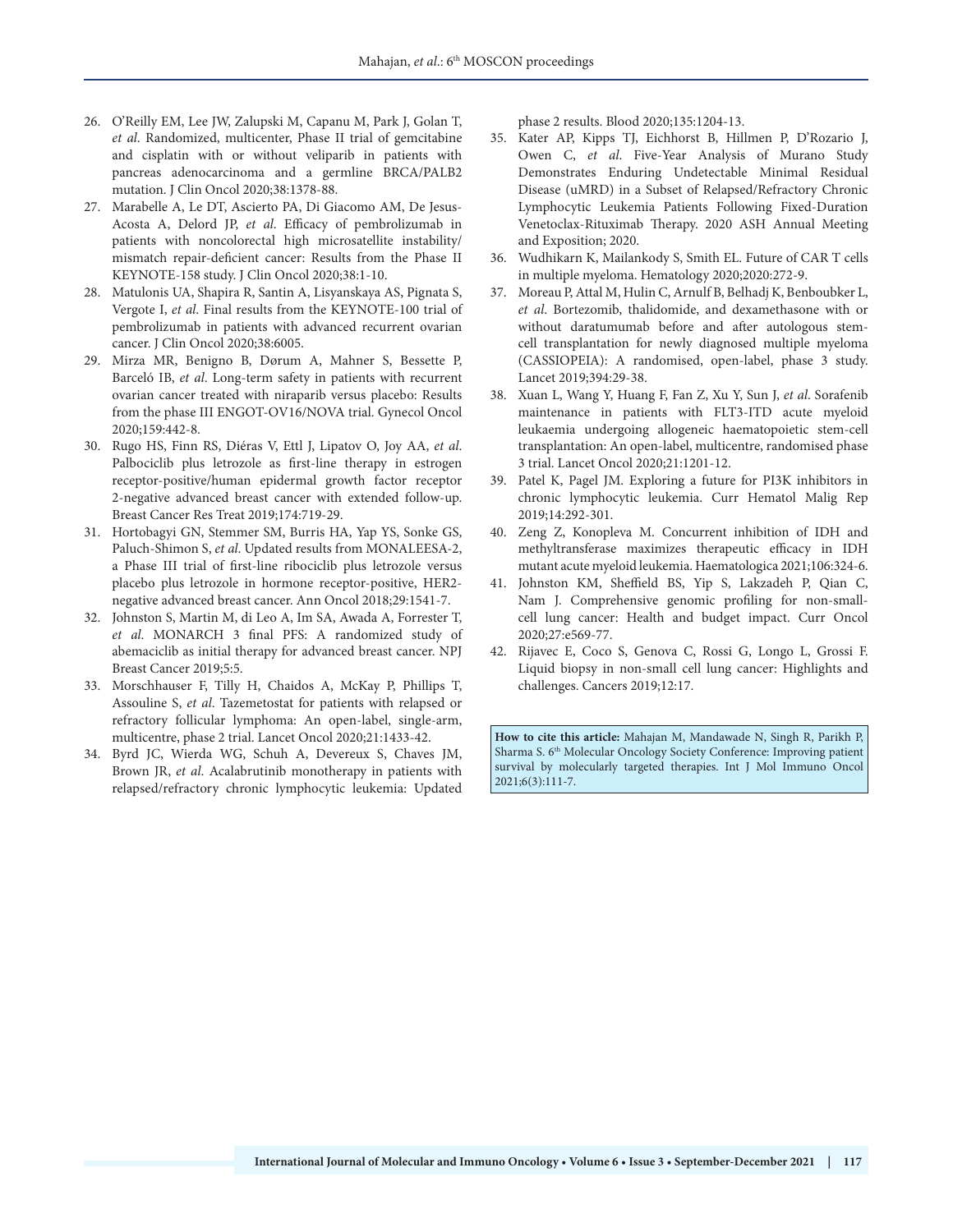26. O'Reilly EM, Lee JW, Zalupski M, Capanu M, Park J, Golan T, *et al*. Randomized, multicenter, Phase II trial of gemcitabine and cisplatin with or without veliparib in patients with pancreas adenocarcinoma and a germline BRCA/PALB2 mutation. J Clin Oncol 2020;38:1378-88.
27. Marabelle A, Le DT, Ascierto PA, Di Giacomo AM, De Jesus-Acosta A, Delord JP, *et al*. Efficacy of pembrolizumab in patients with noncolorectal high microsatellite instability/mismatch repair-deficient cancer: Results from the Phase II KEYNOTE-158 study. J Clin Oncol 2020;38:1-10.
28. Matulonis UA, Shapira R, Santin A, Lisyanskaya AS, Pignata S, Vergote I, *et al*. Final results from the KEYNOTE-100 trial of pembrolizumab in patients with advanced recurrent ovarian cancer. J Clin Oncol 2020;38:6005.
29. Mirza MR, Benigno B, Dørum A, Mahner S, Bessette P, Barceló IB, *et al*. Long-term safety in patients with recurrent ovarian cancer treated with niraparib versus placebo: Results from the phase III ENGOT-OV16/NOVA trial. Gynecol Oncol 2020;159:442-8.
30. Rugo HS, Finn RS, Diéras V, Ettl J, Lipatov O, Joy AA, *et al*. Palbociclib plus letrozole as first-line therapy in estrogen receptor-positive/human epidermal growth factor receptor 2-negative advanced breast cancer with extended follow-up. Breast Cancer Res Treat 2019;174:719-29.
31. Hortobagyi GN, Stemmer SM, Burris HA, Yap YS, Sonke GS, Paluch-Shimon S, *et al*. Updated results from MONALEESA-2, a Phase III trial of first-line ribociclib plus letrozole versus placebo plus letrozole in hormone receptor-positive, HER2-negative advanced breast cancer. Ann Oncol 2018;29:1541-7.
32. Johnston S, Martin M, di Leo A, Im SA, Awada A, Forrester T, *et al*. MONARCH 3 final PFS: A randomized study of abemaciclib as initial therapy for advanced breast cancer. NPJ Breast Cancer 2019;5:5.
33. Morschhauser F, Tilly H, Chaidos A, McKay P, Phillips T, Assouline S, *et al*. Tazemetostat for patients with relapsed or refractory follicular lymphoma: An open-label, single-arm, multicentre, phase 2 trial. Lancet Oncol 2020;21:1433-42.
34. Byrd JC, Wierda WG, Schuh A, Devereux S, Chaves JM, Brown JR, *et al*. Acalabrutinib monotherapy in patients with relapsed/refractory chronic lymphocytic leukemia: Updated phase 2 results. Blood 2020;135:1204-13.
35. Kater AP, Kipps TJ, Eichhorst B, Hillmen P, D'Rozario J, Owen C, *et al*. Five-Year Analysis of Murano Study Demonstrates Enduring Undetectable Minimal Residual Disease (uMRD) in a Subset of Relapsed/Refractory Chronic Lymphocytic Leukemia Patients Following Fixed-Duration Venetoclax-Rituximab Therapy. 2020 ASH Annual Meeting and Exposition; 2020.
36. Wudhikarn K, Mailankody S, Smith EL. Future of CAR T cells in multiple myeloma. Hematology 2020;2020:272-9.
37. Moreau P, Attal M, Hulin C, Arnulf B, Belhadj K, Benboubker L, *et al*. Bortezomib, thalidomide, and dexamethasone with or without daratumumab before and after autologous stem-cell transplantation for newly diagnosed multiple myeloma (CASSIOPEIA): A randomised, open-label, phase 3 study. Lancet 2019;394:29-38.
38. Xuan L, Wang Y, Huang F, Fan Z, Xu Y, Sun J, *et al*. Sorafenib maintenance in patients with FLT3-ITD acute myeloid leukaemia undergoing allogeneic haematopoietic stem-cell transplantation: An open-label, multicentre, randomised phase 3 trial. Lancet Oncol 2020;21:1201-12.
39. Patel K, Pagel JM. Exploring a future for PI3K inhibitors in chronic lymphocytic leukemia. Curr Hematol Malig Rep 2019;14:292-301.
40. Zeng Z, Konopleva M. Concurrent inhibition of IDH and methyltransferase maximizes therapeutic efficacy in IDH mutant acute myeloid leukemia. Haematologica 2021;106:324-6.
41. Johnston KM, Sheffield BS, Yip S, Lakzadeh P, Qian C, Nam J. Comprehensive genomic profiling for non-small-cell lung cancer: Health and budget impact. Curr Oncol 2020;27:e569-77.
42. Rijavec E, Coco S, Genova C, Rossi G, Longo L, Grossi F. Liquid biopsy in non-small cell lung cancer: Highlights and challenges. Cancers 2019;12:17.

**How to cite this article:** Mahajan M, Mandawade N, Singh R, Parikh P, Sharma S. 6th Molecular Oncology Society Conference: Improving patient survival by molecularly targeted therapies. Int J Mol Immuno Oncol 2021;6(3):111-7.